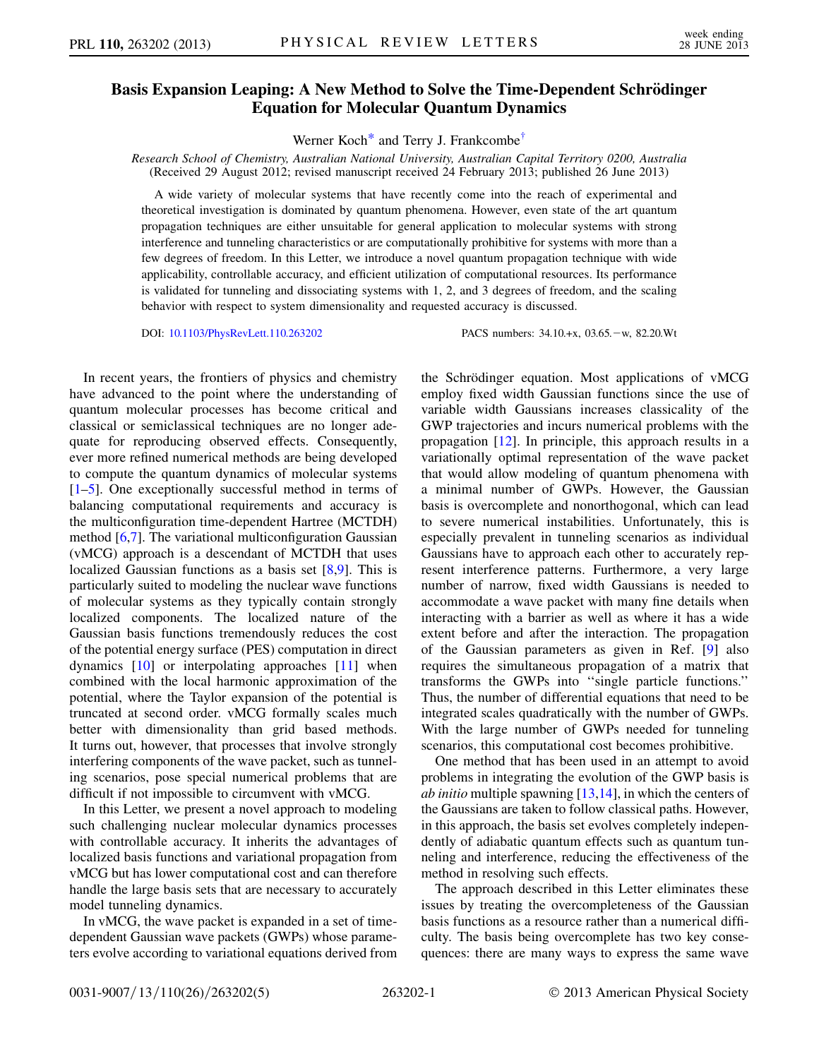# Basis Expansion Leaping: A New Method to Solve the Time-Dependent Schrödinger Equation for Molecular Quantum Dynamics

Werner Koch* and Terry J. Frankcombe†

*Research School of Chemistry, Australian National University, Australian Capital Territory 0200, Australia*
(Received 29 August 2012; revised manuscript received 24 February 2013; published 26 June 2013)

A wide variety of molecular systems that have recently come into the reach of experimental and theoretical investigation is dominated by quantum phenomena. However, even state of the art quantum propagation techniques are either unsuitable for general application to molecular systems with strong interference and tunneling characteristics or are computationally prohibitive for systems with more than a few degrees of freedom. In this Letter, we introduce a novel quantum propagation technique with wide applicability, controllable accuracy, and efficient utilization of computational resources. Its performance is validated for tunneling and dissociating systems with 1, 2, and 3 degrees of freedom, and the scaling behavior with respect to system dimensionality and requested accuracy is discussed.

DOI: 10.1103/PhysRevLett.110.263202 PACS numbers: 34.10.+x, 03.65.−w, 82.20.Wt

In recent years, the frontiers of physics and chemistry have advanced to the point where the understanding of quantum molecular processes has become critical and classical or semiclassical techniques are no longer adequate for reproducing observed effects. Consequently, ever more refined numerical methods are being developed to compute the quantum dynamics of molecular systems [1–5]. One exceptionally successful method in terms of balancing computational requirements and accuracy is the multiconfiguration time-dependent Hartree (MCTDH) method [6,7]. The variational multiconfiguration Gaussian (vMCG) approach is a descendant of MCTDH that uses localized Gaussian functions as a basis set [8,9]. This is particularly suited to modeling the nuclear wave functions of molecular systems as they typically contain strongly localized components. The localized nature of the Gaussian basis functions tremendously reduces the cost of the potential energy surface (PES) computation in direct dynamics [10] or interpolating approaches [11] when combined with the local harmonic approximation of the potential, where the Taylor expansion of the potential is truncated at second order. vMCG formally scales much better with dimensionality than grid based methods. It turns out, however, that processes that involve strongly interfering components of the wave packet, such as tunneling scenarios, pose special numerical problems that are difficult if not impossible to circumvent with vMCG.

In this Letter, we present a novel approach to modeling such challenging nuclear molecular dynamics processes with controllable accuracy. It inherits the advantages of localized basis functions and variational propagation from vMCG but has lower computational cost and can therefore handle the large basis sets that are necessary to accurately model tunneling dynamics.

In vMCG, the wave packet is expanded in a set of time-dependent Gaussian wave packets (GWPs) whose parameters evolve according to variational equations derived from the Schrödinger equation. Most applications of vMCG employ fixed width Gaussian functions since the use of variable width Gaussians increases classicality of the GWP trajectories and incurs numerical problems with the propagation [12]. In principle, this approach results in a variationally optimal representation of the wave packet that would allow modeling of quantum phenomena with a minimal number of GWPs. However, the Gaussian basis is overcomplete and nonorthogonal, which can lead to severe numerical instabilities. Unfortunately, this is especially prevalent in tunneling scenarios as individual Gaussians have to approach each other to accurately represent interference patterns. Furthermore, a very large number of narrow, fixed width Gaussians is needed to accommodate a wave packet with many fine details when interacting with a barrier as well as where it has a wide extent before and after the interaction. The propagation of the Gaussian parameters as given in Ref. [9] also requires the simultaneous propagation of a matrix that transforms the GWPs into "single particle functions." Thus, the number of differential equations that need to be integrated scales quadratically with the number of GWPs. With the large number of GWPs needed for tunneling scenarios, this computational cost becomes prohibitive.

One method that has been used in an attempt to avoid problems in integrating the evolution of the GWP basis is *ab initio* multiple spawning [13,14], in which the centers of the Gaussians are taken to follow classical paths. However, in this approach, the basis set evolves completely independently of adiabatic quantum effects such as quantum tunneling and interference, reducing the effectiveness of the method in resolving such effects.

The approach described in this Letter eliminates these issues by treating the overcompleteness of the Gaussian basis functions as a resource rather than a numerical difficulty. The basis being overcomplete has two key consequences: there are many ways to express the same wave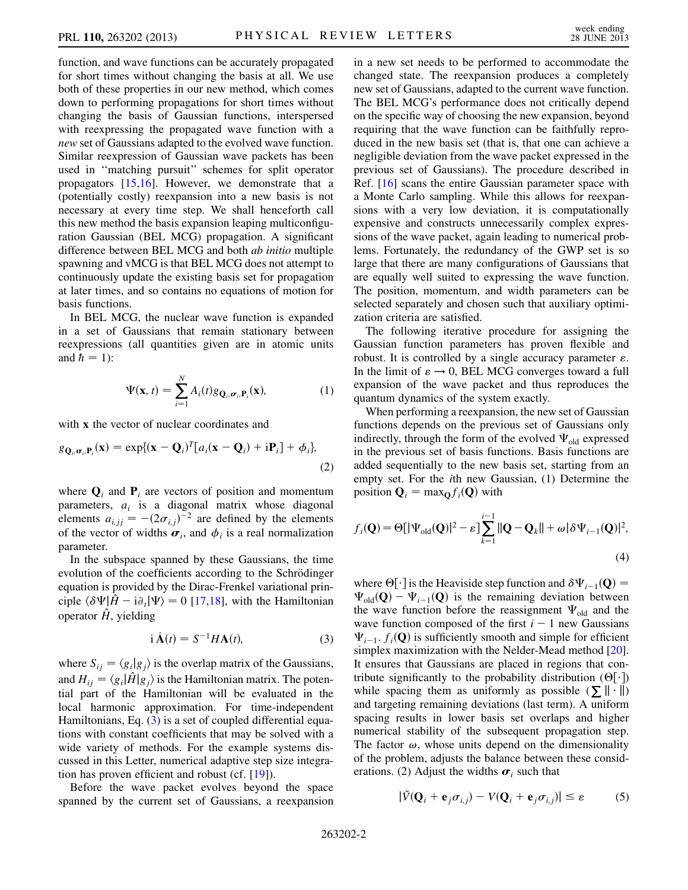function, and wave functions can be accurately propagated for short times without changing the basis at all. We use both of these properties in our new method, which comes down to performing propagations for short times without changing the basis of Gaussian functions, interspersed with reexpressing the propagated wave function with a *new* set of Gaussians adapted to the evolved wave function. Similar reexpression of Gaussian wave packets has been used in ''matching pursuit'' schemes for split operator propagators [15,16]. However, we demonstrate that a (potentially costly) reexpansion into a new basis is not necessary at every time step. We shall henceforth call this new method the basis expansion leaping multiconfiguration Gaussian (BEL MCG) propagation. A significant difference between BEL MCG and both *ab initio* multiple spawning and vMCG is that BEL MCG does not attempt to continuously update the existing basis set for propagation at later times, and so contains no equations of motion for basis functions.

In BEL MCG, the nuclear wave function is expanded in a set of Gaussians that remain stationary between reexpressions (all quantities given are in atomic units and $\hbar = 1$):

$$\Psi(\mathbf{x}, t) = \sum_{i=1}^{N} A_i(t) g_{\mathbf{Q}_i, \boldsymbol{\sigma}_i, \mathbf{P}_i}(\mathbf{x}), \tag{1}$$

with $\mathbf{x}$ the vector of nuclear coordinates and

$$g_{\mathbf{Q}_i, \boldsymbol{\sigma}_i, \mathbf{P}_i}(\mathbf{x}) = \exp\{(\mathbf{x} - \mathbf{Q}_i)^T[a_i(\mathbf{x} - \mathbf{Q}_i) + \mathrm{i}\mathbf{P}_i] + \phi_i\}, \tag{2}$$

where $\mathbf{Q}_i$ and $\mathbf{P}_i$ are vectors of position and momentum parameters, $a_i$ is a diagonal matrix whose diagonal elements $a_{i,jj} = -(2\sigma_{i,j})^{-2}$ are defined by the elements of the vector of widths $\boldsymbol{\sigma}_i$, and $\phi_i$ is a real normalization parameter.

In the subspace spanned by these Gaussians, the time evolution of the coefficients according to the Schrödinger equation is provided by the Dirac-Frenkel variational principle $\langle \delta\Psi | \hat{H} - \mathrm{i}\partial_t | \Psi \rangle = 0$ [17,18], with the Hamiltonian operator $\hat{H}$, yielding

$$\mathrm{i}\,\dot{\mathbf{A}}(t) = S^{-1} H \mathbf{A}(t), \tag{3}$$

where $S_{ij} = \langle g_i | g_j \rangle$ is the overlap matrix of the Gaussians, and $H_{ij} = \langle g_i | \hat{H} | g_j \rangle$ is the Hamiltonian matrix. The potential part of the Hamiltonian will be evaluated in the local harmonic approximation. For time-independent Hamiltonians, Eq. (3) is a set of coupled differential equations with constant coefficients that may be solved with a wide variety of methods. For the example systems discussed in this Letter, numerical adaptive step size integration has proven efficient and robust (cf. [19]).

Before the wave packet evolves beyond the space spanned by the current set of Gaussians, a reexpansion in a new set needs to be performed to accommodate the changed state. The reexpansion produces a completely new set of Gaussians, adapted to the current wave function. The BEL MCG's performance does not critically depend on the specific way of choosing the new expansion, beyond requiring that the wave function can be faithfully reproduced in the new basis set (that is, that one can achieve a negligible deviation from the wave packet expressed in the previous set of Gaussians). The procedure described in Ref. [16] scans the entire Gaussian parameter space with a Monte Carlo sampling. While this allows for reexpansions with a very low deviation, it is computationally expensive and constructs unnecessarily complex expressions of the wave packet, again leading to numerical problems. Fortunately, the redundancy of the GWP set is so large that there are many configurations of Gaussians that are equally well suited to expressing the wave function. The position, momentum, and width parameters can be selected separately and chosen such that auxiliary optimization criteria are satisfied.

The following iterative procedure for assigning the Gaussian function parameters has proven flexible and robust. It is controlled by a single accuracy parameter $\varepsilon$. In the limit of $\varepsilon \to 0$, BEL MCG converges toward a full expansion of the wave packet and thus reproduces the quantum dynamics of the system exactly.

When performing a reexpansion, the new set of Gaussian functions depends on the previous set of Gaussians only indirectly, through the form of the evolved $\Psi_{\mathrm{old}}$ expressed in the previous set of basis functions. Basis functions are added sequentially to the new basis set, starting from an empty set. For the $i$th new Gaussian, (1) Determine the position $\mathbf{Q}_i = \max_{\mathbf{Q}} f_i(\mathbf{Q})$ with

$$f_i(\mathbf{Q}) = \Theta[|\Psi_{\mathrm{old}}(\mathbf{Q})|^2 - \varepsilon] \sum_{k=1}^{i-1} \|\mathbf{Q} - \mathbf{Q}_k\| + \omega |\delta\Psi_{i-1}(\mathbf{Q})|^2, \tag{4}$$

where $\Theta[\cdot]$ is the Heaviside step function and $\delta\Psi_{i-1}(\mathbf{Q}) = \Psi_{\mathrm{old}}(\mathbf{Q}) - \Psi_{i-1}(\mathbf{Q})$ is the remaining deviation between the wave function before the reassignment $\Psi_{\mathrm{old}}$ and the wave function composed of the first $i-1$ new Gaussians $\Psi_{i-1}$. $f_i(\mathbf{Q})$ is sufficiently smooth and simple for efficient simplex maximization with the Nelder-Mead method [20]. It ensures that Gaussians are placed in regions that contribute significantly to the probability distribution ($\Theta[\cdot]$) while spacing them as uniformly as possible ($\sum \|\cdot\|$) and targeting remaining deviations (last term). A uniform spacing results in lower basis set overlaps and higher numerical stability of the subsequent propagation step. The factor $\omega$, whose units depend on the dimensionality of the problem, adjusts the balance between these considerations. (2) Adjust the widths $\boldsymbol{\sigma}_i$ such that

$$|\tilde{V}(\mathbf{Q}_i + \mathbf{e}_j \sigma_{i,j}) - V(\mathbf{Q}_i + \mathbf{e}_j \sigma_{i,j})| \leq \varepsilon \tag{5}$$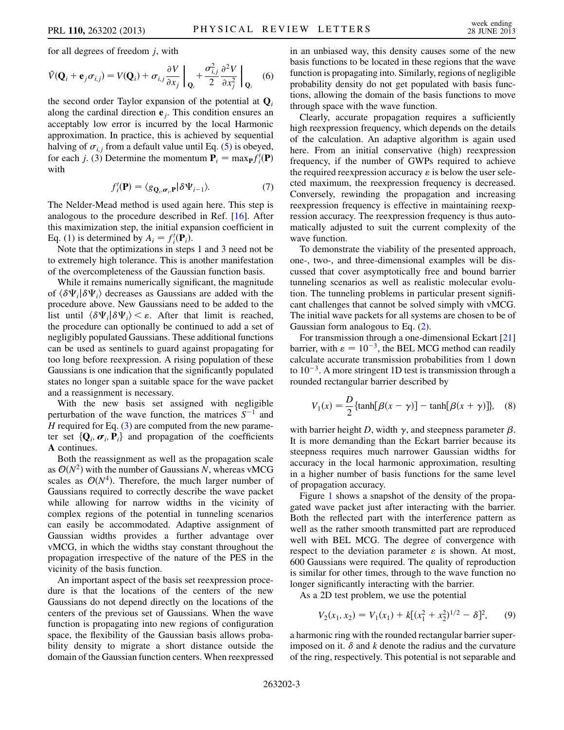for all degrees of freedom $j$, with

$$\tilde{V}(\mathbf{Q}_i + \mathbf{e}_j \sigma_{i,j}) = V(\mathbf{Q}_i) + \sigma_{i,j} \frac{\partial V}{\partial x_j}\bigg|_{\mathbf{Q}_i} + \frac{\sigma_{i,j}^2}{2} \frac{\partial^2 V}{\partial x_j^2}\bigg|_{\mathbf{Q}_i} \quad (6)$$

the second order Taylor expansion of the potential at $\mathbf{Q}_i$ along the cardinal direction $\mathbf{e}_j$. This condition ensures an acceptably low error is incurred by the local Harmonic approximation. In practice, this is achieved by sequential halving of $\sigma_{i,j}$ from a default value until Eq. (5) is obeyed, for each $j$. (3) Determine the momentum $\mathbf{P}_i = \max_{\mathbf{P}} f_i'(\mathbf{P})$ with

$$f_i'(\mathbf{P}) = \langle g_{\mathbf{Q}_i, \boldsymbol{\sigma}_i, \mathbf{P}} | \delta\Psi_{i-1} \rangle. \quad (7)$$

The Nelder-Mead method is used again here. This step is analogous to the procedure described in Ref. [16]. After this maximization step, the initial expansion coefficient in Eq. (1) is determined by $A_i = f_i'(\mathbf{P}_i)$.

Note that the optimizations in steps 1 and 3 need not be to extremely high tolerance. This is another manifestation of the overcompleteness of the Gaussian function basis.

While it remains numerically significant, the magnitude of $\langle \delta\Psi_i | \delta\Psi_i \rangle$ decreases as Gaussians are added with the procedure above. New Gaussians need to be added to the list until $\langle \delta\Psi_i | \delta\Psi_i \rangle < \varepsilon$. After that limit is reached, the procedure can optionally be continued to add a set of negligibly populated Gaussians. These additional functions can be used as sentinels to guard against propagating for too long before reexpression. A rising population of these Gaussians is one indication that the significantly populated states no longer span a suitable space for the wave packet and a reassignment is necessary.

With the new basis set assigned with negligible perturbation of the wave function, the matrices $S^{-1}$ and $H$ required for Eq. (3) are computed from the new parameter set $\{\mathbf{Q}_i, \boldsymbol{\sigma}_i, \mathbf{P}_i\}$ and propagation of the coefficients $\mathbf{A}$ continues.

Both the reassignment as well as the propagation scale as $\mathcal{O}(N^2)$ with the number of Gaussians $N$, whereas vMCG scales as $\mathcal{O}(N^4)$. Therefore, the much larger number of Gaussians required to correctly describe the wave packet while allowing for narrow widths in the vicinity of complex regions of the potential in tunneling scenarios can easily be accommodated. Adaptive assignment of Gaussian widths provides a further advantage over vMCG, in which the widths stay constant throughout the propagation irrespective of the nature of the PES in the vicinity of the basis function.

An important aspect of the basis set reexpression procedure is that the locations of the centers of the new Gaussians do not depend directly on the locations of the centers of the previous set of Gaussians. When the wave function is propagating into new regions of configuration space, the flexibility of the Gaussian basis allows probability density to migrate a short distance outside the domain of the Gaussian function centers. When reexpressed in an unbiased way, this density causes some of the new basis functions to be located in these regions that the wave function is propagating into. Similarly, regions of negligible probability density do not get populated with basis functions, allowing the domain of the basis functions to move through space with the wave function.

Clearly, accurate propagation requires a sufficiently high reexpression frequency, which depends on the details of the calculation. An adaptive algorithm is again used here. From an initial conservative (high) reexpression frequency, if the number of GWPs required to achieve the required reexpression accuracy $\varepsilon$ is below the user selected maximum, the reexpression frequency is decreased. Conversely, rewinding the propagation and increasing reexpression frequency is effective in maintaining reexpression accuracy. The reexpression frequency is thus automatically adjusted to suit the current complexity of the wave function.

To demonstrate the viability of the presented approach, one-, two-, and three-dimensional examples will be discussed that cover asymptotically free and bound barrier tunneling scenarios as well as realistic molecular evolution. The tunneling problems in particular present significant challenges that cannot be solved simply with vMCG. The initial wave packets for all systems are chosen to be of Gaussian form analogous to Eq. (2).

For transmission through a one-dimensional Eckart [21] barrier, with $\varepsilon = 10^{-3}$, the BEL MCG method can readily calculate accurate transmission probabilities from 1 down to $10^{-3}$. A more stringent 1D test is transmission through a rounded rectangular barrier described by

$$V_1(x) = \frac{D}{2}\{\tanh[\beta(x - \gamma)] - \tanh[\beta(x + \gamma)]\}, \quad (8)$$

with barrier height $D$, width $\gamma$, and steepness parameter $\beta$. It is more demanding than the Eckart barrier because its steepness requires much narrower Gaussian widths for accuracy in the local harmonic approximation, resulting in a higher number of basis functions for the same level of propagation accuracy.

Figure 1 shows a snapshot of the density of the propagated wave packet just after interacting with the barrier. Both the reflected part with the interference pattern as well as the rather smooth transmitted part are reproduced well with BEL MCG. The degree of convergence with respect to the deviation parameter $\varepsilon$ is shown. At most, 600 Gaussians were required. The quality of reproduction is similar for other times, through to the wave function no longer significantly interacting with the barrier.

As a 2D test problem, we use the potential

$$V_2(x_1, x_2) = V_1(x_1) + k[(x_1^2 + x_2^2)^{1/2} - \delta]^2, \quad (9)$$

a harmonic ring with the rounded rectangular barrier superimposed on it. $\delta$ and $k$ denote the radius and the curvature of the ring, respectively. This potential is not separable and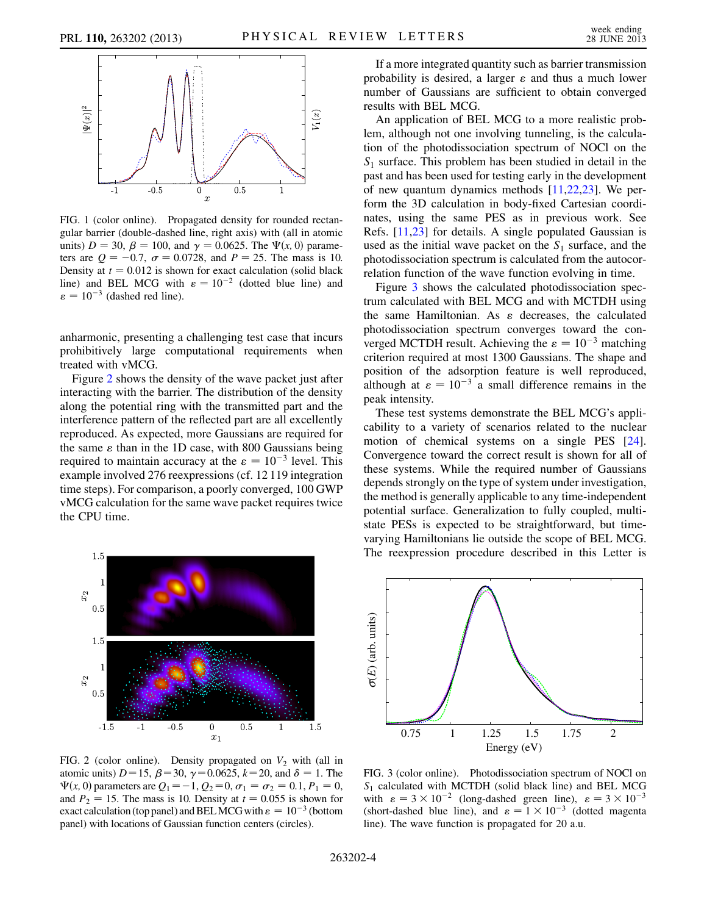FIG. 1 (color online). Propagated density for rounded rectangular barrier (double-dashed line, right axis) with (all in atomic units) $D = 30$, $\beta = 100$, and $\gamma = 0.0625$. The $\Psi(x, 0)$ parameters are $Q = -0.7$, $\sigma = 0.0728$, and $P = 25$. The mass is 10. Density at $t = 0.012$ is shown for exact calculation (solid black line) and BEL MCG with $\varepsilon = 10^{-2}$ (dotted blue line) and $\varepsilon = 10^{-3}$ (dashed red line).

anharmonic, presenting a challenging test case that incurs prohibitively large computational requirements when treated with vMCG.

Figure 2 shows the density of the wave packet just after interacting with the barrier. The distribution of the density along the potential ring with the transmitted part and the interference pattern of the reflected part are all excellently reproduced. As expected, more Gaussians are required for the same $\varepsilon$ than in the 1D case, with 800 Gaussians being required to maintain accuracy at the $\varepsilon = 10^{-3}$ level. This example involved 276 reexpressions (cf. 12 119 integration time steps). For comparison, a poorly converged, 100 GWP vMCG calculation for the same wave packet requires twice the CPU time.

FIG. 2 (color online). Density propagated on $V_2$ with (all in atomic units) $D = 15$, $\beta = 30$, $\gamma = 0.0625$, $k = 20$, and $\delta = 1$. The $\Psi(x, 0)$ parameters are $Q_1 = -1$, $Q_2 = 0$, $\sigma_1 = \sigma_2 = 0.1$, $P_1 = 0$, and $P_2 = 15$. The mass is 10. Density at $t = 0.055$ is shown for exact calculation (top panel) and BEL MCG with $\varepsilon = 10^{-3}$ (bottom panel) with locations of Gaussian function centers (circles).

If a more integrated quantity such as barrier transmission probability is desired, a larger $\varepsilon$ and thus a much lower number of Gaussians are sufficient to obtain converged results with BEL MCG.

An application of BEL MCG to a more realistic problem, although not one involving tunneling, is the calculation of the photodissociation spectrum of NOCl on the $S_1$ surface. This problem has been studied in detail in the past and has been used for testing early in the development of new quantum dynamics methods [11,22,23]. We perform the 3D calculation in body-fixed Cartesian coordinates, using the same PES as in previous work. See Refs. [11,23] for details. A single populated Gaussian is used as the initial wave packet on the $S_1$ surface, and the photodissociation spectrum is calculated from the autocorrelation function of the wave function evolving in time.

Figure 3 shows the calculated photodissociation spectrum calculated with BEL MCG and with MCTDH using the same Hamiltonian. As $\varepsilon$ decreases, the calculated photodissociation spectrum converges toward the converged MCTDH result. Achieving the $\varepsilon = 10^{-3}$ matching criterion required at most 1300 Gaussians. The shape and position of the adsorption feature is well reproduced, although at $\varepsilon = 10^{-3}$ a small difference remains in the peak intensity.

These test systems demonstrate the BEL MCG's applicability to a variety of scenarios related to the nuclear motion of chemical systems on a single PES [24]. Convergence toward the correct result is shown for all of these systems. While the required number of Gaussians depends strongly on the type of system under investigation, the method is generally applicable to any time-independent potential surface. Generalization to fully coupled, multistate PESs is expected to be straightforward, but time-varying Hamiltonians lie outside the scope of BEL MCG. The reexpression procedure described in this Letter is

FIG. 3 (color online). Photodissociation spectrum of NOCl on $S_1$ calculated with MCTDH (solid black line) and BEL MCG with $\varepsilon = 3 \times 10^{-2}$ (long-dashed green line), $\varepsilon = 3 \times 10^{-3}$ (short-dashed blue line), and $\varepsilon = 1 \times 10^{-3}$ (dotted magenta line). The wave function is propagated for 20 a.u.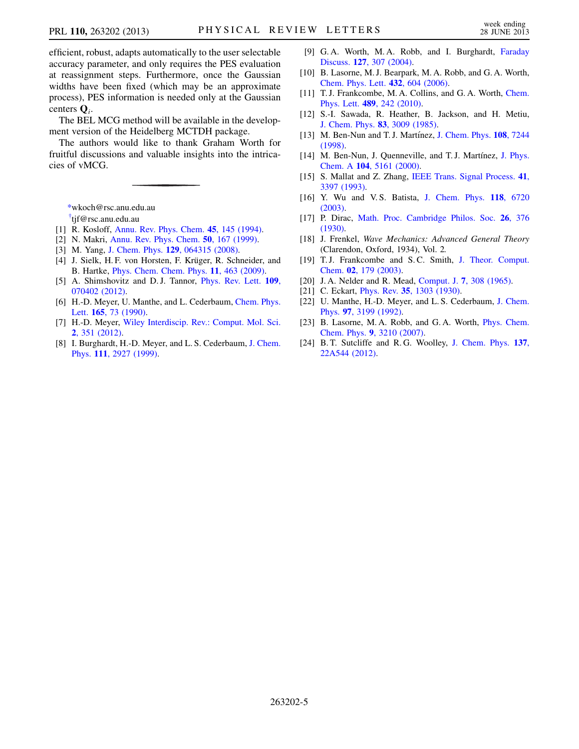efficient, robust, adapts automatically to the user selectable accuracy parameter, and only requires the PES evaluation at reassignment steps. Furthermore, once the Gaussian widths have been fixed (which may be an approximate process), PES information is needed only at the Gaussian centers $\mathbf{Q}_i$.

The BEL MCG method will be available in the development version of the Heidelberg MCTDH package.

The authors would like to thank Graham Worth for fruitful discussions and valuable insights into the intricacies of vMCG.

---

*wkoch@rsc.anu.edu.au

†tjf@rsc.anu.edu.au

[1] R. Kosloff, Annu. Rev. Phys. Chem. **45**, 145 (1994).

[2] N. Makri, Annu. Rev. Phys. Chem. **50**, 167 (1999).

[3] M. Yang, J. Chem. Phys. **129**, 064315 (2008).

[4] J. Sielk, H. F. von Horsten, F. Krüger, R. Schneider, and B. Hartke, Phys. Chem. Chem. Phys. **11**, 463 (2009).

[5] A. Shimshovitz and D. J. Tannor, Phys. Rev. Lett. **109**, 070402 (2012).

[6] H.-D. Meyer, U. Manthe, and L. Cederbaum, Chem. Phys. Lett. **165**, 73 (1990).

[7] H.-D. Meyer, Wiley Interdiscip. Rev.: Comput. Mol. Sci. **2**, 351 (2012).

[8] I. Burghardt, H.-D. Meyer, and L. S. Cederbaum, J. Chem. Phys. **111**, 2927 (1999).

[9] G. A. Worth, M. A. Robb, and I. Burghardt, Faraday Discuss. **127**, 307 (2004).

[10] B. Lasorne, M. J. Bearpark, M. A. Robb, and G. A. Worth, Chem. Phys. Lett. **432**, 604 (2006).

[11] T. J. Frankcombe, M. A. Collins, and G. A. Worth, Chem. Phys. Lett. **489**, 242 (2010).

[12] S.-I. Sawada, R. Heather, B. Jackson, and H. Metiu, J. Chem. Phys. **83**, 3009 (1985).

[13] M. Ben-Nun and T. J. Martínez, J. Chem. Phys. **108**, 7244 (1998).

[14] M. Ben-Nun, J. Quenneville, and T. J. Martínez, J. Phys. Chem. A **104**, 5161 (2000).

[15] S. Mallat and Z. Zhang, IEEE Trans. Signal Process. **41**, 3397 (1993).

[16] Y. Wu and V. S. Batista, J. Chem. Phys. **118**, 6720 (2003).

[17] P. Dirac, Math. Proc. Cambridge Philos. Soc. **26**, 376 (1930).

[18] J. Frenkel, *Wave Mechanics: Advanced General Theory* (Clarendon, Oxford, 1934), Vol. 2.

[19] T. J. Frankcombe and S. C. Smith, J. Theor. Comput. Chem. **02**, 179 (2003).

[20] J. A. Nelder and R. Mead, Comput. J. **7**, 308 (1965).

[21] C. Eckart, Phys. Rev. **35**, 1303 (1930).

[22] U. Manthe, H.-D. Meyer, and L. S. Cederbaum, J. Chem. Phys. **97**, 3199 (1992).

[23] B. Lasorne, M. A. Robb, and G. A. Worth, Phys. Chem. Chem. Phys. **9**, 3210 (2007).

[24] B. T. Sutcliffe and R. G. Woolley, J. Chem. Phys. **137**, 22A544 (2012).